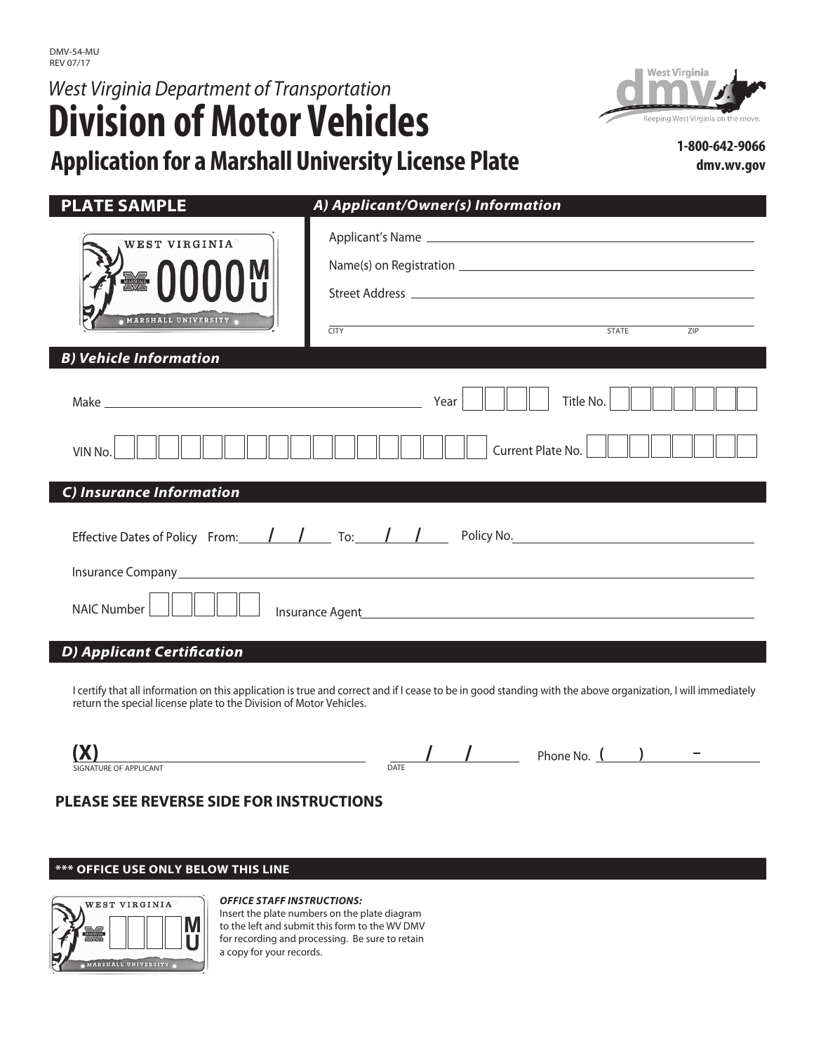DMV-54-MU
REV 07/17

West Virginia Department of Transportation

# Division of Motor Vehicles

## Application for a Marshall University License Plate

1-800-642-9066
dmv.wv.gov

**PLATE SAMPLE**

WEST VIRGINIA
0000 MU
MARSHALL UNIVERSITY

### A) Applicant/Owner(s) Information

Applicant's Name ______________________________

Name(s) on Registration ______________________________

Street Address ______________________________

CITY ______________ STATE ______ ZIP ______

### B) Vehicle Information

Make ______________________________ Year [ | | | ] Title No. [ | | | | | | | ]

VIN No. [ | | | | | | | | | | | | | | | | ] Current Plate No. [ | | | | | | | ]

### C) Insurance Information

Effective Dates of Policy From: ____/____/____ To: ____/____/____ Policy No. ______________________________

Insurance Company ______________________________

NAIC Number [ | | | | ] Insurance Agent ______________________________

### D) Applicant Certification

I certify that all information on this application is true and correct and if I cease to be in good standing with the above organization, I will immediately return the special license plate to the Division of Motor Vehicles.

**(X)** ______________________________ ____/____/____ Phone No. ( ) –
SIGNATURE OF APPLICANT DATE

**PLEASE SEE REVERSE SIDE FOR INSTRUCTIONS**

**\*\*\* OFFICE USE ONLY BELOW THIS LINE**

WEST VIRGINIA
[ | | | ] MU
MARSHALL UNIVERSITY

***OFFICE STAFF INSTRUCTIONS:***
Insert the plate numbers on the plate diagram to the left and submit this form to the WV DMV for recording and processing. Be sure to retain a copy for your records.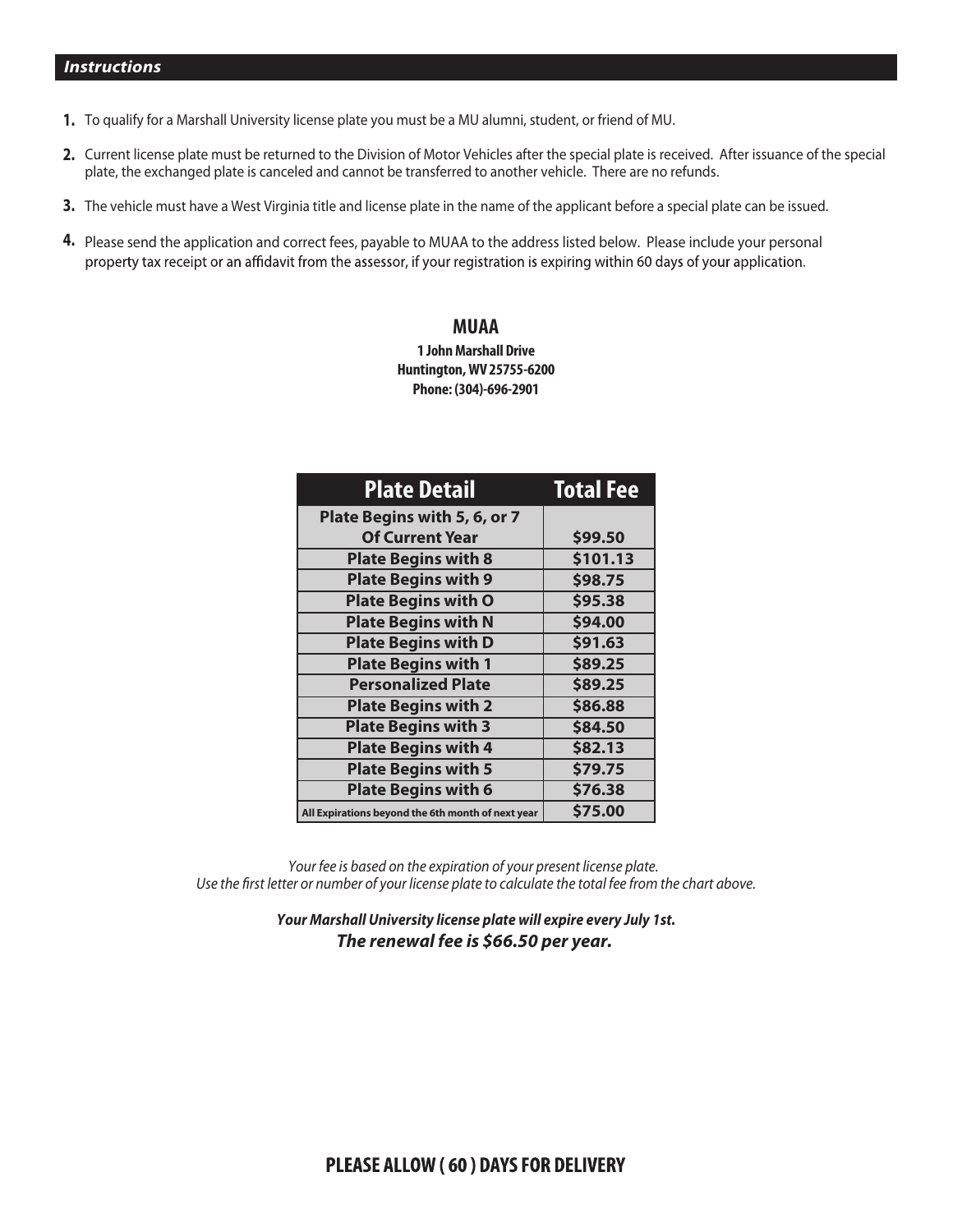## *Instructions*

1. To qualify for a Marshall University license plate you must be a MU alumni, student, or friend of MU.
2. Current license plate must be returned to the Division of Motor Vehicles after the special plate is received. After issuance of the special plate, the exchanged plate is canceled and cannot be transferred to another vehicle. There are no refunds.
3. The vehicle must have a West Virginia title and license plate in the name of the applicant before a special plate can be issued.
4. Please send the application and correct fees, payable to MUAA to the address listed below. Please include your personal property tax receipt or an affidavit from the assessor, if your registration is expiring within 60 days of your application.

**MUAA**
**1 John Marshall Drive**
**Huntington, WV 25755-6200**
**Phone: (304)-696-2901**

| Plate Detail | Total Fee |
|---|---|
| Plate Begins with 5, 6, or 7 Of Current Year | $99.50 |
| Plate Begins with 8 | $101.13 |
| Plate Begins with 9 | $98.75 |
| Plate Begins with O | $95.38 |
| Plate Begins with N | $94.00 |
| Plate Begins with D | $91.63 |
| Plate Begins with 1 | $89.25 |
| Personalized Plate | $89.25 |
| Plate Begins with 2 | $86.88 |
| Plate Begins with 3 | $84.50 |
| Plate Begins with 4 | $82.13 |
| Plate Begins with 5 | $79.75 |
| Plate Begins with 6 | $76.38 |
| All Expirations beyond the 6th month of next year | $75.00 |

*Your fee is based on the expiration of your present license plate.*
*Use the first letter or number of your license plate to calculate the total fee from the chart above.*

***Your Marshall University license plate will expire every July 1st.***
***The renewal fee is $66.50 per year.***

**PLEASE ALLOW ( 60 ) DAYS FOR DELIVERY**